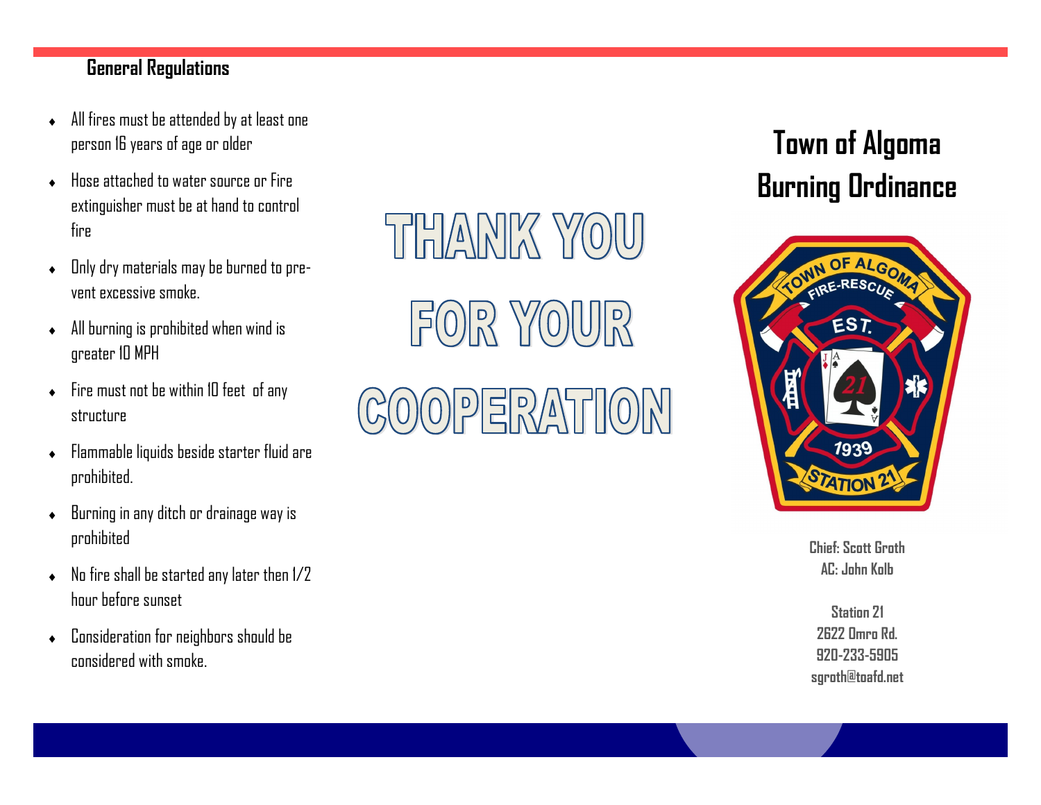## General Regulations

- All fires must be attended by at least one person 16 years of age or older
- Hose attached to water source or Fire extinguisher must be at hand to control fire
- Only dry materials may be burned to prevent excessive smoke.
- All burning is prohibited when wind is greater 10 MPH
- Fire must not be within 10 feet of any structure
- Flammable liquids beside starter fluid are prohibited.
- Burning in any ditch or drainage way is prohibited
- No fire shall be started any later then 1/2 hour before sunset
- Consideration for neighbors should be considered with smoke.

# THANK YOU FOR YOUR COOPERATION

# Town of Algoma Burning Ordinance

Chief: Scott Groth
AC: John Kolb

Station 21
2622 Omro Rd.
920-233-5905
sgroth@toafd.net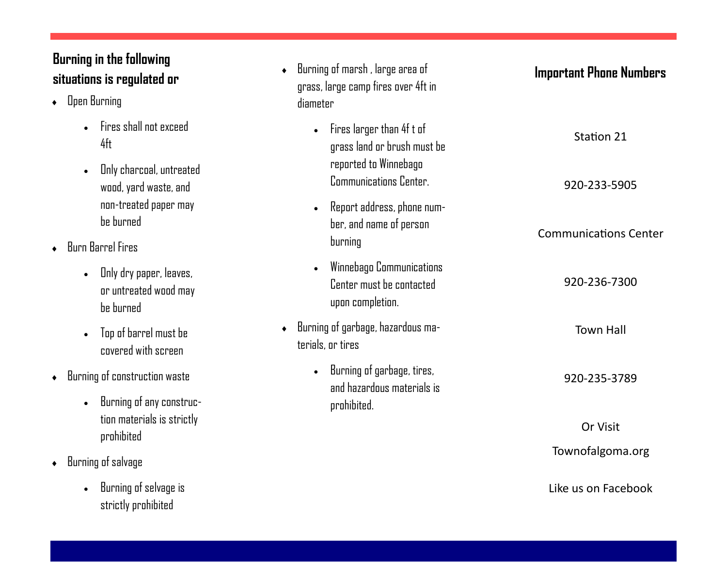## Burning in the following situations is regulated or

- Open Burning
  - Fires shall not exceed 4ft
  - Only charcoal, untreated wood, yard waste, and non-treated paper may be burned
- Burn Barrel Fires
  - Only dry paper, leaves, or untreated wood may be burned
  - Top of barrel must be covered with screen
- Burning of construction waste
  - Burning of any construction materials is strictly prohibited
- Burning of salvage
  - Burning of selvage is strictly prohibited
- Burning of marsh , large area of grass, large camp fires over 4ft in diameter
  - Fires larger than 4f t of grass land or brush must be reported to Winnebago Communications Center.
  - Report address, phone number, and name of person burning
  - Winnebago Communications Center must be contacted upon completion.
- Burning of garbage, hazardous materials, or tires
  - Burning of garbage, tires, and hazardous materials is prohibited.

## Important Phone Numbers

Station 21

920-233-5905

Communications Center

920-236-7300

Town Hall

920-235-3789

Or Visit

Townofalgoma.org

Like us on Facebook